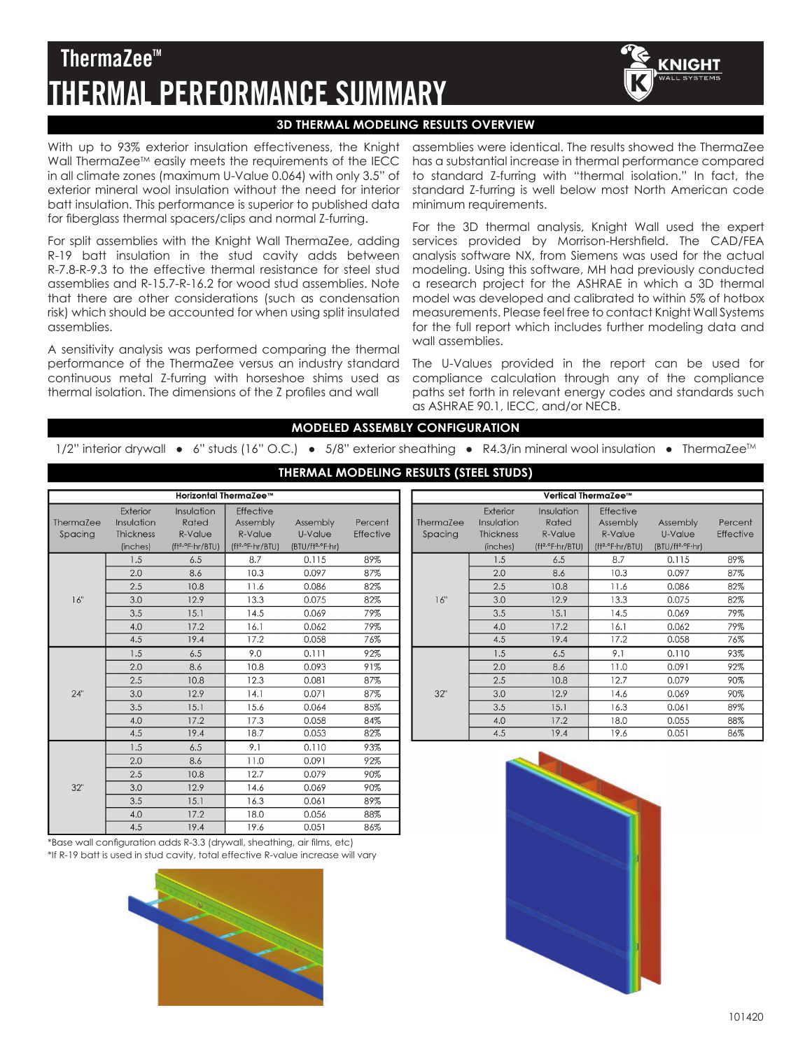# ThermaZee™
# THERMAL PERFORMANCE SUMMARY

## 3D THERMAL MODELING RESULTS OVERVIEW

With up to 93% exterior insulation effectiveness, the Knight Wall ThermaZee™ easily meets the requirements of the IECC in all climate zones (maximum U-Value 0.064) with only 3.5" of exterior mineral wool insulation without the need for interior batt insulation. This performance is superior to published data for fiberglass thermal spacers/clips and normal Z-furring.

For split assemblies with the Knight Wall ThermaZee, adding R-19 batt insulation in the stud cavity adds between R-7.8-R-9.3 to the effective thermal resistance for steel stud assemblies and R-15.7-R-16.2 for wood stud assemblies. Note that there are other considerations (such as condensation risk) which should be accounted for when using split insulated assemblies.

A sensitivity analysis was performed comparing the thermal performance of the ThermaZee versus an industry standard continuous metal Z-furring with horseshoe shims used as thermal isolation. The dimensions of the Z profiles and wall assemblies were identical. The results showed the ThermaZee has a substantial increase in thermal performance compared to standard Z-furring with "thermal isolation." In fact, the standard Z-furring is well below most North American code minimum requirements.

For the 3D thermal analysis, Knight Wall used the expert services provided by Morrison-Hershfield. The CAD/FEA analysis software NX, from Siemens was used for the actual modeling. Using this software, MH had previously conducted a research project for the ASHRAE in which a 3D thermal model was developed and calibrated to within 5% of hotbox measurements. Please feel free to contact Knight Wall Systems for the full report which includes further modeling data and wall assemblies.

The U-Values provided in the report can be used for compliance calculation through any of the compliance paths set forth in relevant energy codes and standards such as ASHRAE 90.1, IECC, and/or NECB.

## MODELED ASSEMBLY CONFIGURATION

1/2" interior drywall • 6" studs (16" O.C.) • 5/8" exterior sheathing • R4.3/in mineral wool insulation • ThermaZee™

## THERMAL MODELING RESULTS (STEEL STUDS)

**Horizontal ThermaZee™**

| ThermaZee Spacing | Exterior Insulation Thickness (inches) | Insulation Rated R-Value (ft²·°F·hr/BTU) | Effective Assembly R-Value (ft²·°F·hr/BTU) | Assembly U-Value (BTU/ft²·°F·hr) | Percent Effective |
|---|---|---|---|---|---|
| 16" | 1.5 | 6.5 | 8.7 | 0.115 | 89% |
| | 2.0 | 8.6 | 10.3 | 0.097 | 87% |
| | 2.5 | 10.8 | 11.6 | 0.086 | 82% |
| | 3.0 | 12.9 | 13.3 | 0.075 | 82% |
| | 3.5 | 15.1 | 14.5 | 0.069 | 79% |
| | 4.0 | 17.2 | 16.1 | 0.062 | 79% |
| | 4.5 | 19.4 | 17.2 | 0.058 | 76% |
| 24" | 1.5 | 6.5 | 9.0 | 0.111 | 92% |
| | 2.0 | 8.6 | 10.8 | 0.093 | 91% |
| | 2.5 | 10.8 | 12.3 | 0.081 | 87% |
| | 3.0 | 12.9 | 14.1 | 0.071 | 87% |
| | 3.5 | 15.1 | 15.6 | 0.064 | 85% |
| | 4.0 | 17.2 | 17.3 | 0.058 | 84% |
| | 4.5 | 19.4 | 18.7 | 0.053 | 82% |
| 32" | 1.5 | 6.5 | 9.1 | 0.110 | 93% |
| | 2.0 | 8.6 | 11.0 | 0.091 | 92% |
| | 2.5 | 10.8 | 12.7 | 0.079 | 90% |
| | 3.0 | 12.9 | 14.6 | 0.069 | 90% |
| | 3.5 | 15.1 | 16.3 | 0.061 | 89% |
| | 4.0 | 17.2 | 18.0 | 0.056 | 88% |
| | 4.5 | 19.4 | 19.6 | 0.051 | 86% |

**Vertical ThermaZee™**

| ThermaZee Spacing | Exterior Insulation Thickness (inches) | Insulation Rated R-Value (ft²·°F·hr/BTU) | Effective Assembly R-Value (ft²·°F·hr/BTU) | Assembly U-Value (BTU/ft²·°F·hr) | Percent Effective |
|---|---|---|---|---|---|
| 16" | 1.5 | 6.5 | 8.7 | 0.115 | 89% |
| | 2.0 | 8.6 | 10.3 | 0.097 | 87% |
| | 2.5 | 10.8 | 11.6 | 0.086 | 82% |
| | 3.0 | 12.9 | 13.3 | 0.075 | 82% |
| | 3.5 | 15.1 | 14.5 | 0.069 | 79% |
| | 4.0 | 17.2 | 16.1 | 0.062 | 79% |
| | 4.5 | 19.4 | 17.2 | 0.058 | 76% |
| 32" | 1.5 | 6.5 | 9.1 | 0.110 | 93% |
| | 2.0 | 8.6 | 11.0 | 0.091 | 92% |
| | 2.5 | 10.8 | 12.7 | 0.079 | 90% |
| | 3.0 | 12.9 | 14.6 | 0.069 | 90% |
| | 3.5 | 15.1 | 16.3 | 0.061 | 89% |
| | 4.0 | 17.2 | 18.0 | 0.055 | 88% |
| | 4.5 | 19.4 | 19.6 | 0.051 | 86% |

*Base wall configuration adds R-3.3 (drywall, sheathing, air films, etc)
*If R-19 batt is used in stud cavity, total effective R-value increase will vary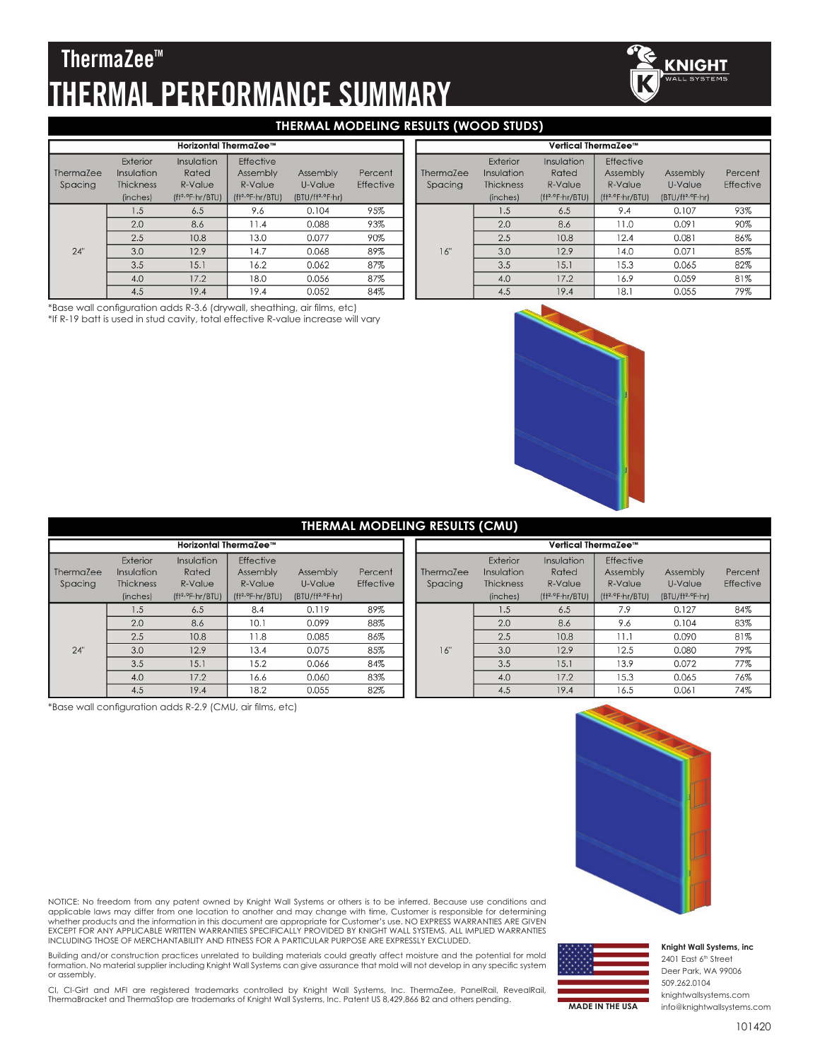# ThermaZee™

# THERMAL PERFORMANCE SUMMARY

## THERMAL MODELING RESULTS (WOOD STUDS)

**Horizontal ThermaZee™**

| ThermaZee Spacing | Exterior Insulation Thickness (inches) | Insulation Rated R-Value (ft²·°F·hr/BTU) | Effective Assembly R-Value (ft²·°F·hr/BTU) | Assembly U-Value (BTU/ft²·°F·hr) | Percent Effective |
|---|---|---|---|---|---|
| 24" | 1.5 | 6.5 | 9.6 | 0.104 | 95% |
| | 2.0 | 8.6 | 11.4 | 0.088 | 93% |
| | 2.5 | 10.8 | 13.0 | 0.077 | 90% |
| | 3.0 | 12.9 | 14.7 | 0.068 | 89% |
| | 3.5 | 15.1 | 16.2 | 0.062 | 87% |
| | 4.0 | 17.2 | 18.0 | 0.056 | 87% |
| | 4.5 | 19.4 | 19.4 | 0.052 | 84% |

**Vertical ThermaZee™**

| ThermaZee Spacing | Exterior Insulation Thickness (inches) | Insulation Rated R-Value (ft²·°F·hr/BTU) | Effective Assembly R-Value (ft²·°F·hr/BTU) | Assembly U-Value (BTU/ft²·°F·hr) | Percent Effective |
|---|---|---|---|---|---|
| 16" | 1.5 | 6.5 | 9.4 | 0.107 | 93% |
| | 2.0 | 8.6 | 11.0 | 0.091 | 90% |
| | 2.5 | 10.8 | 12.4 | 0.081 | 86% |
| | 3.0 | 12.9 | 14.0 | 0.071 | 85% |
| | 3.5 | 15.1 | 15.3 | 0.065 | 82% |
| | 4.0 | 17.2 | 16.9 | 0.059 | 81% |
| | 4.5 | 19.4 | 18.1 | 0.055 | 79% |

*Base wall configuration adds R-3.6 (drywall, sheathing, air films, etc)
*If R-19 batt is used in stud cavity, total effective R-value increase will vary

## THERMAL MODELING RESULTS (CMU)

**Horizontal ThermaZee™**

| ThermaZee Spacing | Exterior Insulation Thickness (inches) | Insulation Rated R-Value (ft²·°F·hr/BTU) | Effective Assembly R-Value (ft²·°F·hr/BTU) | Assembly U-Value (BTU/ft²·°F·hr) | Percent Effective |
|---|---|---|---|---|---|
| 24" | 1.5 | 6.5 | 8.4 | 0.119 | 89% |
| | 2.0 | 8.6 | 10.1 | 0.099 | 88% |
| | 2.5 | 10.8 | 11.8 | 0.085 | 86% |
| | 3.0 | 12.9 | 13.4 | 0.075 | 85% |
| | 3.5 | 15.1 | 15.2 | 0.066 | 84% |
| | 4.0 | 17.2 | 16.6 | 0.060 | 83% |
| | 4.5 | 19.4 | 18.2 | 0.055 | 82% |

**Vertical ThermaZee™**

| ThermaZee Spacing | Exterior Insulation Thickness (inches) | Insulation Rated R-Value (ft²·°F·hr/BTU) | Effective Assembly R-Value (ft²·°F·hr/BTU) | Assembly U-Value (BTU/ft²·°F·hr) | Percent Effective |
|---|---|---|---|---|---|
| 16" | 1.5 | 6.5 | 7.9 | 0.127 | 84% |
| | 2.0 | 8.6 | 9.6 | 0.104 | 83% |
| | 2.5 | 10.8 | 11.1 | 0.090 | 81% |
| | 3.0 | 12.9 | 12.5 | 0.080 | 79% |
| | 3.5 | 15.1 | 13.9 | 0.072 | 77% |
| | 4.0 | 17.2 | 15.3 | 0.065 | 76% |
| | 4.5 | 19.4 | 16.5 | 0.061 | 74% |

*Base wall configuration adds R-2.9 (CMU, air films, etc)

NOTICE: No freedom from any patent owned by Knight Wall Systems or others is to be inferred. Because use conditions and applicable laws may differ from one location to another and may change with time, Customer is responsible for determining whether products and the information in this document are appropriate for Customer's use. NO EXPRESS WARRANTIES ARE GIVEN EXCEPT FOR ANY APPLICABLE WRITTEN WARRANTIES SPECIFICALLY PROVIDED BY KNIGHT WALL SYSTEMS. ALL IMPLIED WARRANTIES INCLUDING THOSE OF MERCHANTABILITY AND FITNESS FOR A PARTICULAR PURPOSE ARE EXPRESSLY EXCLUDED.

Building and/or construction practices unrelated to building materials could greatly affect moisture and the potential for mold formation. No material supplier including Knight Wall Systems can give assurance that mold will not develop in any specific system or assembly.

CI, CI-Girt and MFI are registered trademarks controlled by Knight Wall Systems, Inc. ThermaZee, PanelRail, RevealRail, ThermaBracket and ThermaStop are trademarks of Knight Wall Systems, Inc. Patent US 8,429,866 B2 and others pending.

MADE IN THE USA

**Knight Wall Systems, inc**
2401 East 6th Street
Deer Park, WA 99006
509.262.0104
knightwallsystems.com
info@knightwallsystems.com

101420